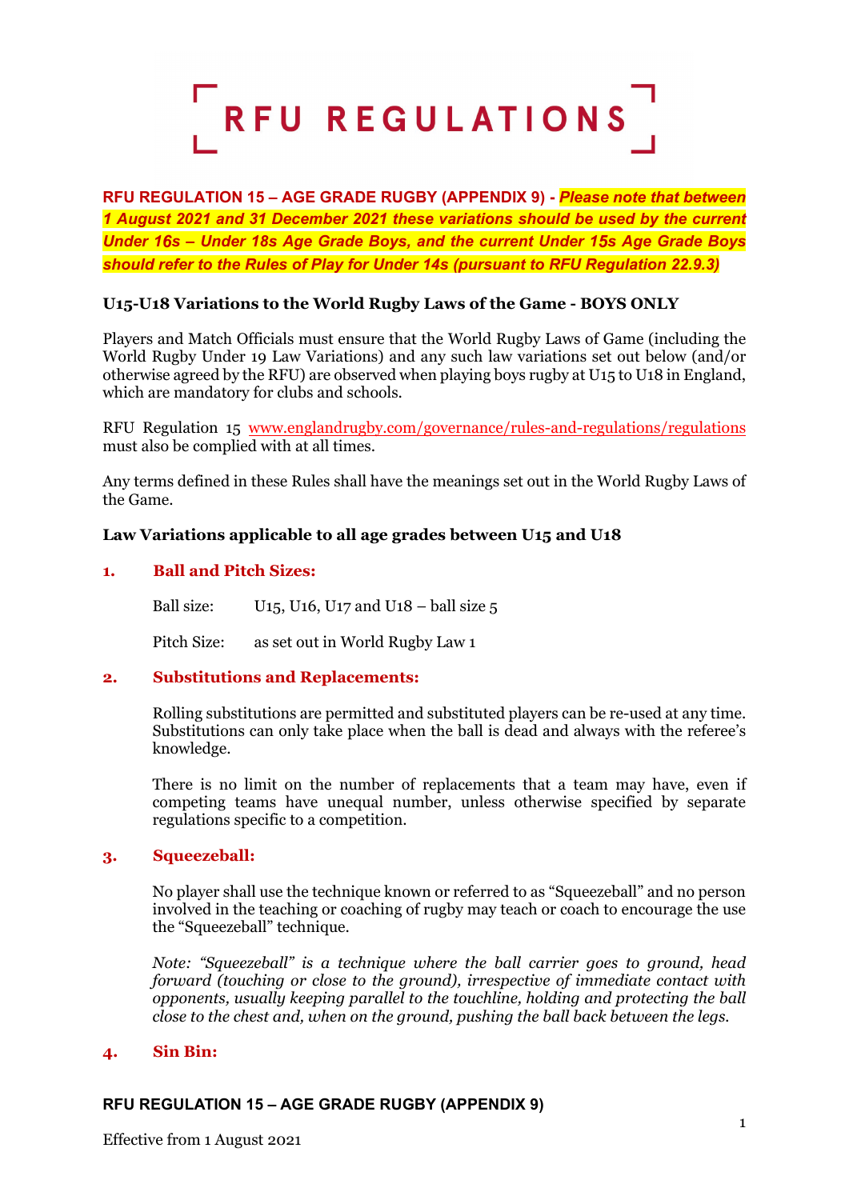# RFU REGULATIONS

**RFU REGULATION 15 – AGE GRADE RUGBY (APPENDIX 9) -** ***Please note that between 1 August 2021 and 31 December 2021 these variations should be used by the current Under 16s – Under 18s Age Grade Boys, and the current Under 15s Age Grade Boys should refer to the Rules of Play for Under 14s (pursuant to RFU Regulation 22.9.3)***

**U15-U18 Variations to the World Rugby Laws of the Game - BOYS ONLY**

Players and Match Officials must ensure that the World Rugby Laws of Game (including the World Rugby Under 19 Law Variations) and any such law variations set out below (and/or otherwise agreed by the RFU) are observed when playing boys rugby at U15 to U18 in England, which are mandatory for clubs and schools.

RFU Regulation 15 www.englandrugby.com/governance/rules-and-regulations/regulations must also be complied with at all times.

Any terms defined in these Rules shall have the meanings set out in the World Rugby Laws of the Game.

**Law Variations applicable to all age grades between U15 and U18**

## 1. Ball and Pitch Sizes:

Ball size: U15, U16, U17 and U18 – ball size 5

Pitch Size: as set out in World Rugby Law 1

## 2. Substitutions and Replacements:

Rolling substitutions are permitted and substituted players can be re-used at any time. Substitutions can only take place when the ball is dead and always with the referee's knowledge.

There is no limit on the number of replacements that a team may have, even if competing teams have unequal number, unless otherwise specified by separate regulations specific to a competition.

## 3. Squeezeball:

No player shall use the technique known or referred to as "Squeezeball" and no person involved in the teaching or coaching of rugby may teach or coach to encourage the use the "Squeezeball" technique.

*Note: "Squeezeball" is a technique where the ball carrier goes to ground, head forward (touching or close to the ground), irrespective of immediate contact with opponents, usually keeping parallel to the touchline, holding and protecting the ball close to the chest and, when on the ground, pushing the ball back between the legs.*

## 4. Sin Bin: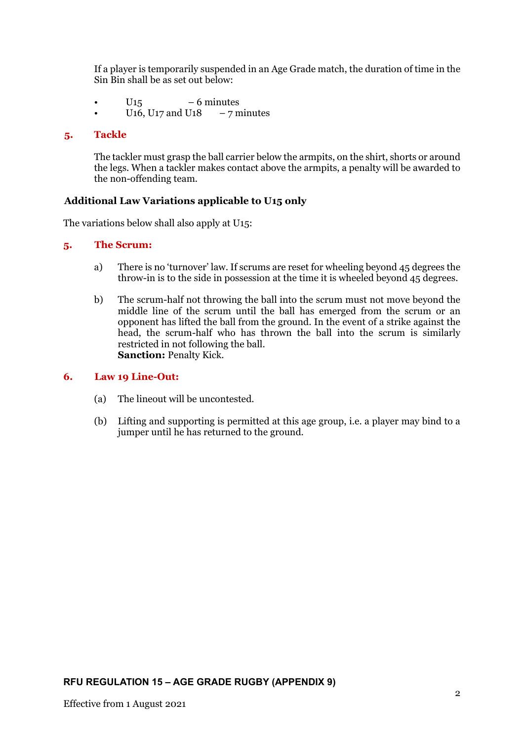If a player is temporarily suspended in an Age Grade match, the duration of time in the Sin Bin shall be as set out below:

- U15 – 6 minutes
- U16, U17 and U18 – 7 minutes

## 5. Tackle

The tackler must grasp the ball carrier below the armpits, on the shirt, shorts or around the legs. When a tackler makes contact above the armpits, a penalty will be awarded to the non-offending team.

### Additional Law Variations applicable to U15 only

The variations below shall also apply at U15:

## 5. The Scrum:

a) There is no 'turnover' law. If scrums are reset for wheeling beyond 45 degrees the throw-in is to the side in possession at the time it is wheeled beyond 45 degrees.

b) The scrum-half not throwing the ball into the scrum must not move beyond the middle line of the scrum until the ball has emerged from the scrum or an opponent has lifted the ball from the ground. In the event of a strike against the head, the scrum-half who has thrown the ball into the scrum is similarly restricted in not following the ball.
**Sanction:** Penalty Kick.

## 6. Law 19 Line-Out:

(a) The lineout will be uncontested.

(b) Lifting and supporting is permitted at this age group, i.e. a player may bind to a jumper until he has returned to the ground.

**RFU REGULATION 15 – AGE GRADE RUGBY (APPENDIX 9)**

Effective from 1 August 2021